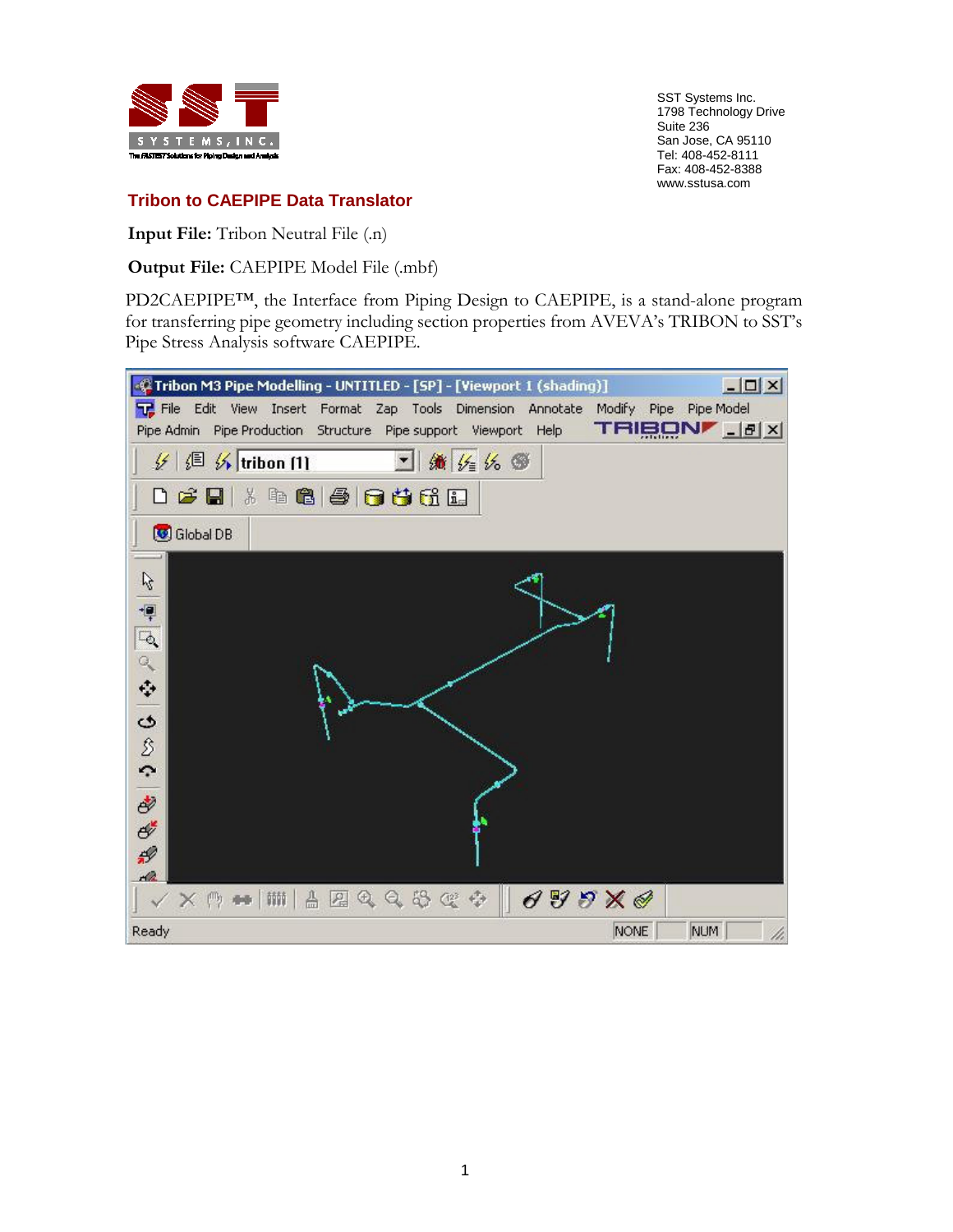SST Systems Inc.
1798 Technology Drive
Suite 236
San Jose, CA 95110
Tel: 408-452-8111
Fax: 408-452-8388
www.sstusa.com

## Tribon to CAEPIPE Data Translator

**Input File:** Tribon Neutral File (.n)

**Output File:** CAEPIPE Model File (.mbf)

PD2CAEPIPE™, the Interface from Piping Design to CAEPIPE, is a stand-alone program for transferring pipe geometry including section properties from AVEVA's TRIBON to SST's Pipe Stress Analysis software CAEPIPE.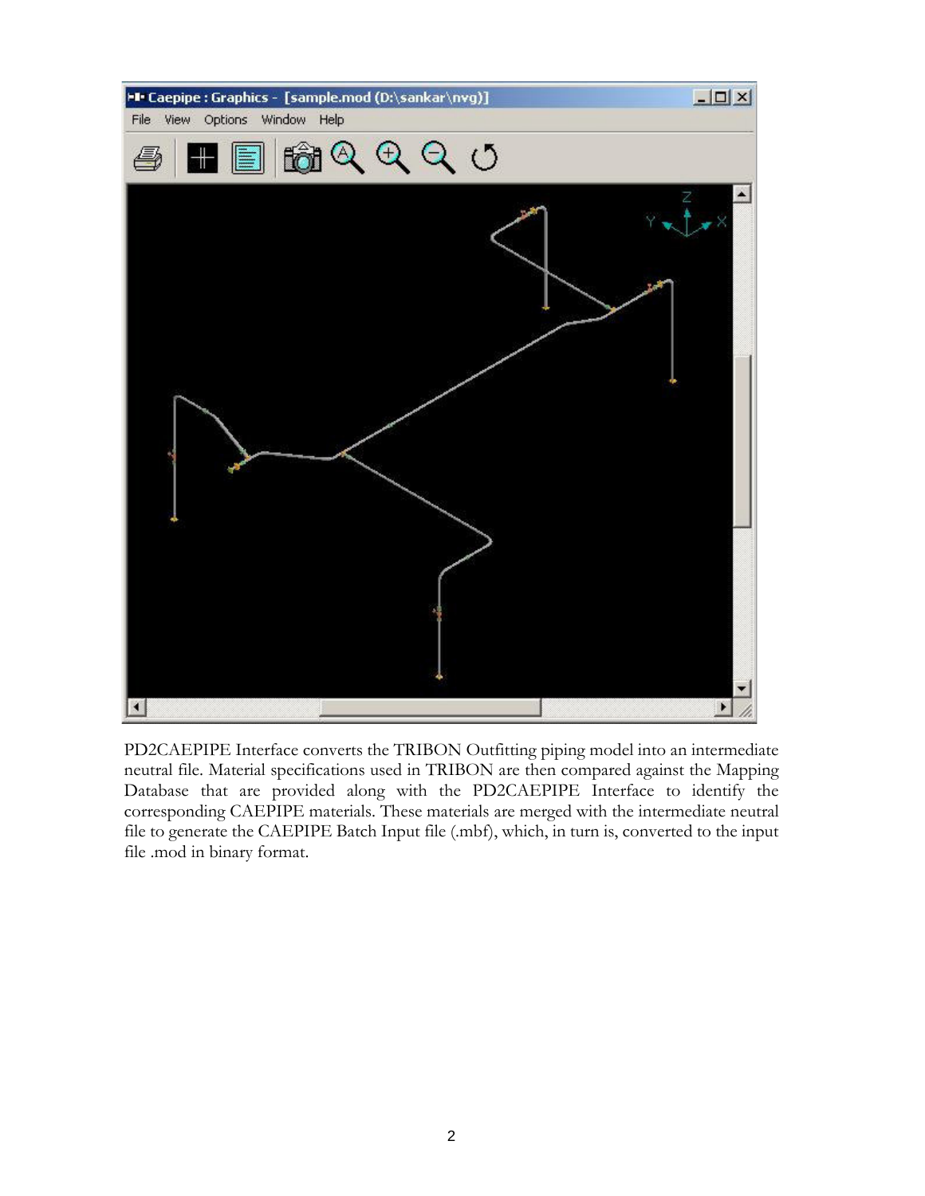PD2CAEPIPE Interface converts the TRIBON Outfitting piping model into an intermediate neutral file. Material specifications used in TRIBON are then compared against the Mapping Database that are provided along with the PD2CAEPIPE Interface to identify the corresponding CAEPIPE materials. These materials are merged with the intermediate neutral file to generate the CAEPIPE Batch Input file (.mbf), which, in turn is, converted to the input file .mod in binary format.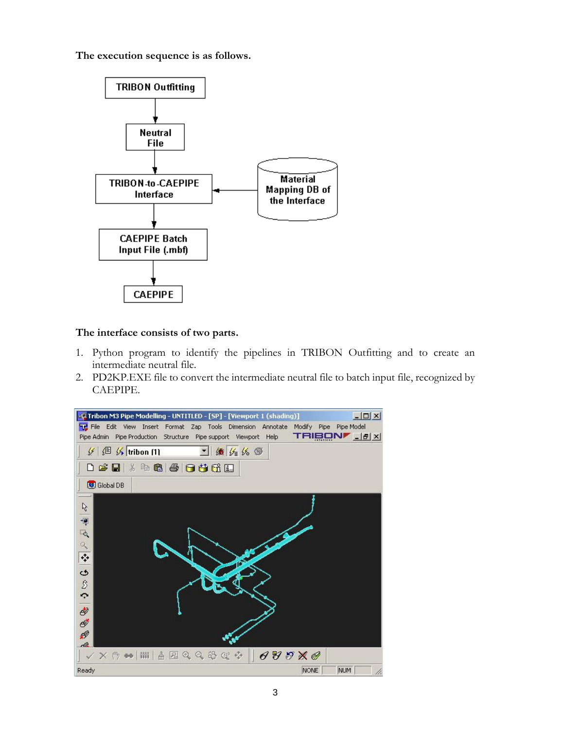**The execution sequence is as follows.**

**The interface consists of two parts.**

1. Python program to identify the pipelines in TRIBON Outfitting and to create an intermediate neutral file.
2. PD2KP.EXE file to convert the intermediate neutral file to batch input file, recognized by CAEPIPE.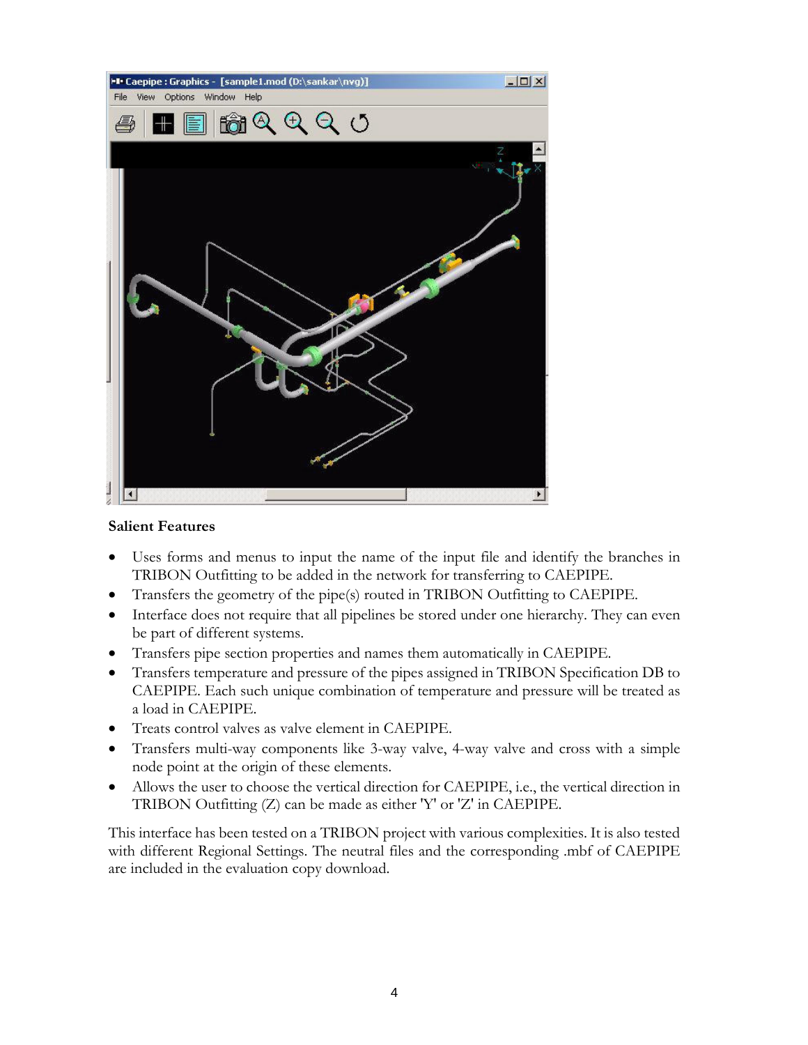## Salient Features

- Uses forms and menus to input the name of the input file and identify the branches in TRIBON Outfitting to be added in the network for transferring to CAEPIPE.
- Transfers the geometry of the pipe(s) routed in TRIBON Outfitting to CAEPIPE.
- Interface does not require that all pipelines be stored under one hierarchy. They can even be part of different systems.
- Transfers pipe section properties and names them automatically in CAEPIPE.
- Transfers temperature and pressure of the pipes assigned in TRIBON Specification DB to CAEPIPE. Each such unique combination of temperature and pressure will be treated as a load in CAEPIPE.
- Treats control valves as valve element in CAEPIPE.
- Transfers multi-way components like 3-way valve, 4-way valve and cross with a simple node point at the origin of these elements.
- Allows the user to choose the vertical direction for CAEPIPE, i.e., the vertical direction in TRIBON Outfitting (Z) can be made as either 'Y' or 'Z' in CAEPIPE.

This interface has been tested on a TRIBON project with various complexities. It is also tested with different Regional Settings. The neutral files and the corresponding .mbf of CAEPIPE are included in the evaluation copy download.